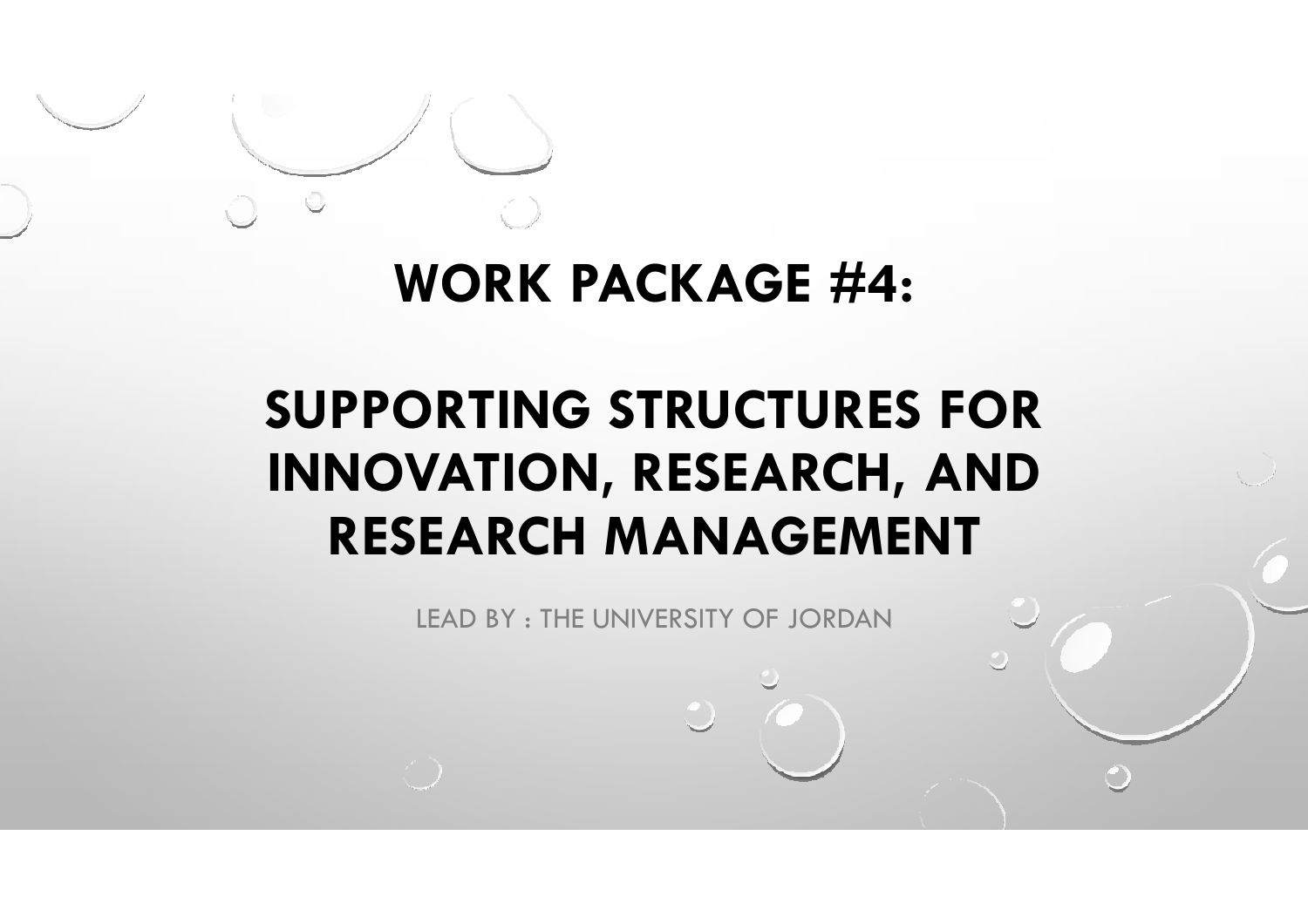# WORK PACKAGE #4:

# SUPPORTING STRUCTURES FOR INNOVATION, RESEARCH, AND RESEARCH MANAGEMENT

LEAD BY : THE UNIVERSITY OF JORDAN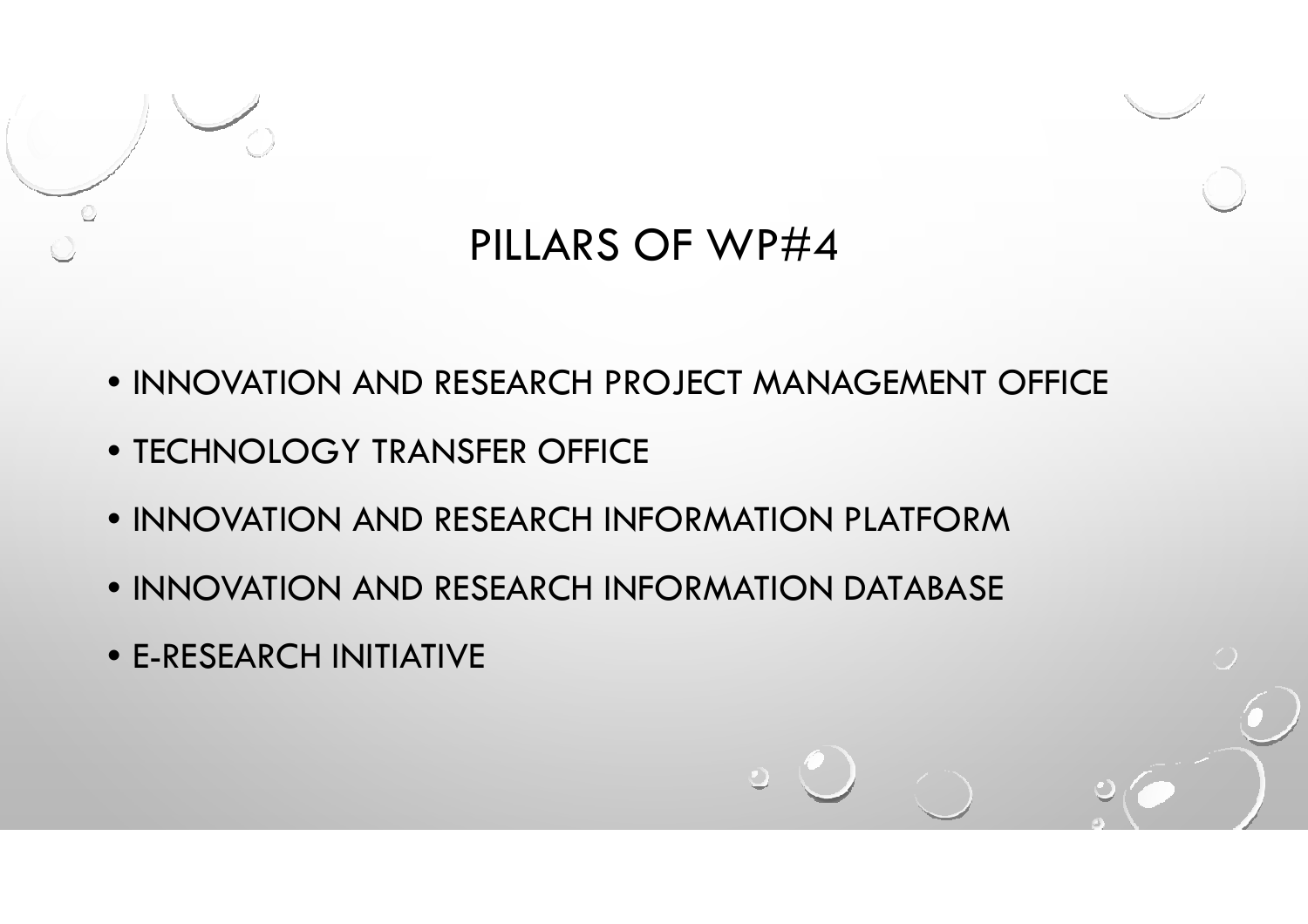# PILLARS OF WP#4

- INNOVATION AND RESEARCH PROJECT MANAGEMENT OFFICE
- TECHNOLOGY TRANSFER OFFICE
- INNOVATION AND RESEARCH INFORMATION PLATFORM
- INNOVATION AND RESEARCH INFORMATION DATABASE
- E-RESEARCH INITIATIVE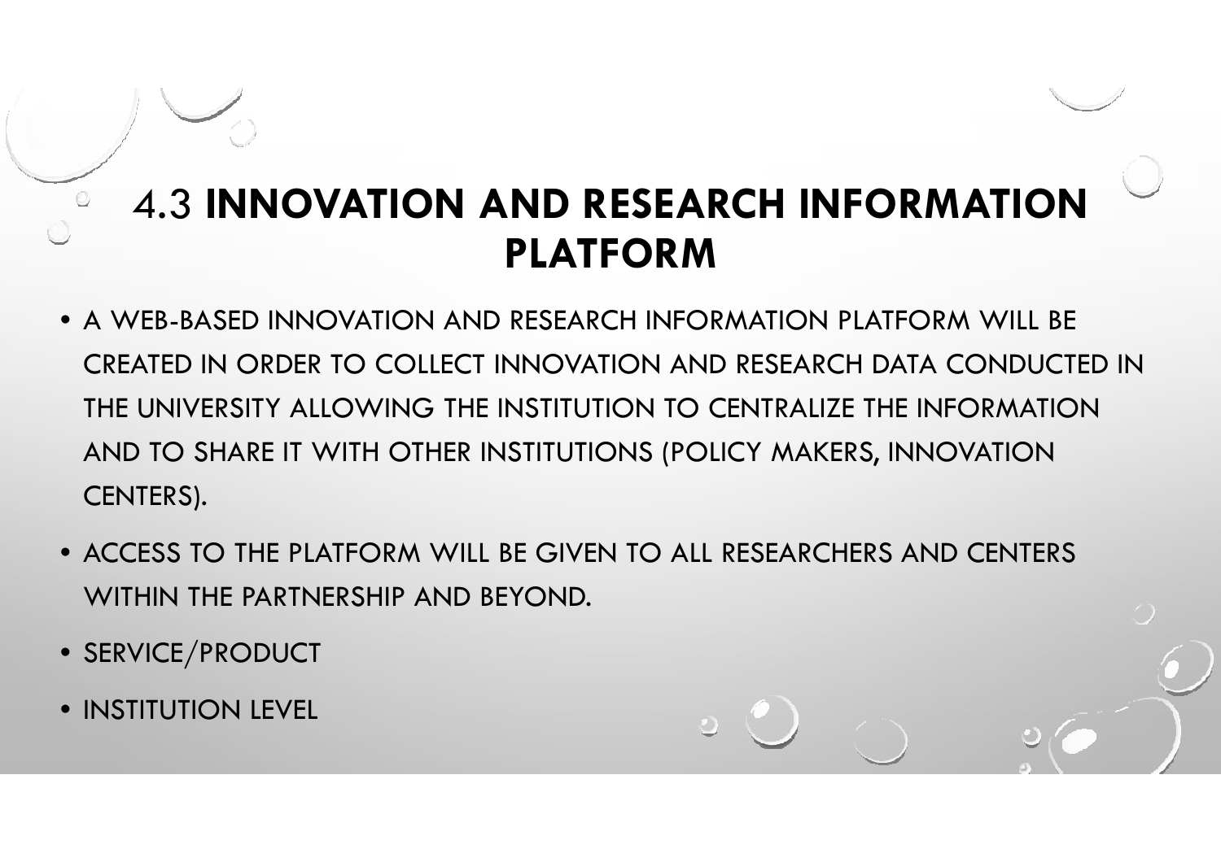# 4.3 **INNOVATION AND RESEARCH INFORMATION PLATFORM**

- A WEB-BASED INNOVATION AND RESEARCH INFORMATION PLATFORM WILL BE CREATED IN ORDER TO COLLECT INNOVATION AND RESEARCH DATA CONDUCTED IN THE UNIVERSITY ALLOWING THE INSTITUTION TO CENTRALIZE THE INFORMATION AND TO SHARE IT WITH OTHER INSTITUTIONS (POLICY MAKERS, INNOVATION CENTERS).
- ACCESS TO THE PLATFORM WILL BE GIVEN TO ALL RESEARCHERS AND CENTERS WITHIN THE PARTNERSHIP AND BEYOND.
- SERVICE/PRODUCT
- INSTITUTION LEVEL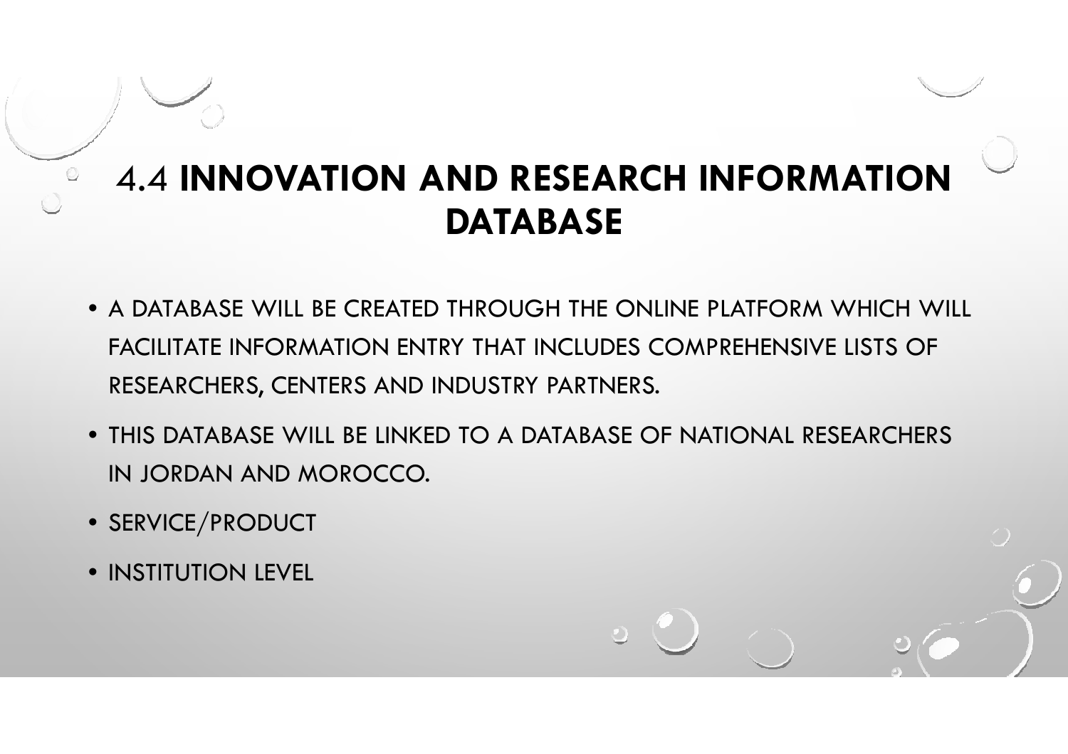# 4.4 **INNOVATION AND RESEARCH INFORMATION DATABASE**

- A DATABASE WILL BE CREATED THROUGH THE ONLINE PLATFORM WHICH WILL FACILITATE INFORMATION ENTRY THAT INCLUDES COMPREHENSIVE LISTS OF RESEARCHERS, CENTERS AND INDUSTRY PARTNERS.
- THIS DATABASE WILL BE LINKED TO A DATABASE OF NATIONAL RESEARCHERS IN JORDAN AND MOROCCO.
- SERVICE/PRODUCT
- INSTITUTION LEVEL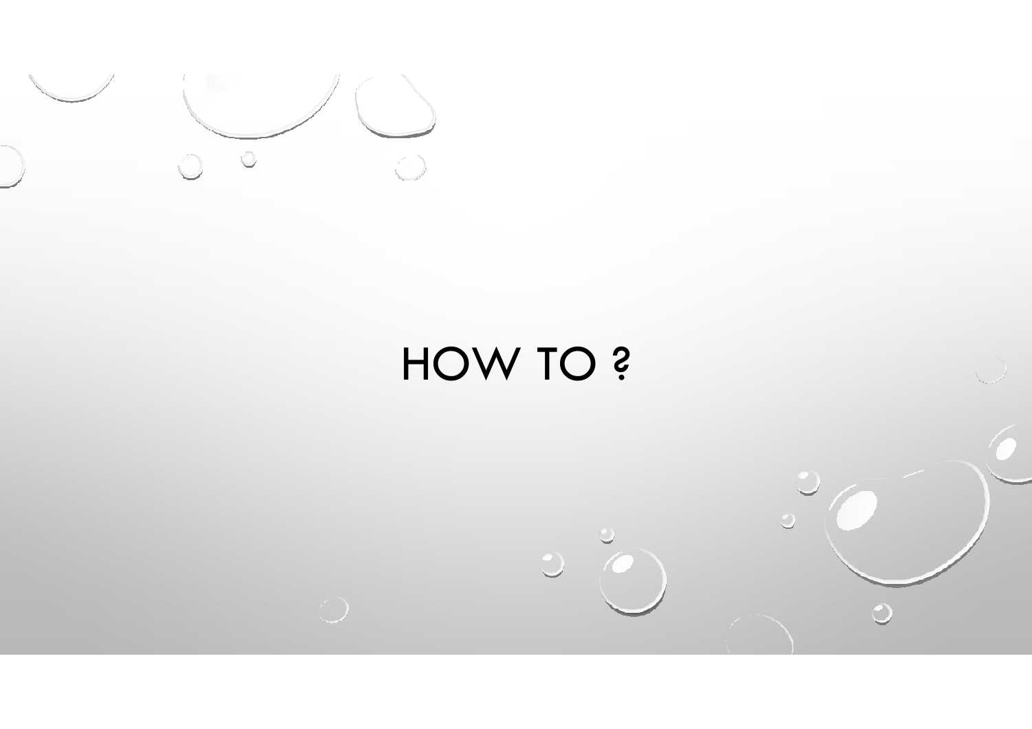# HOW TO ?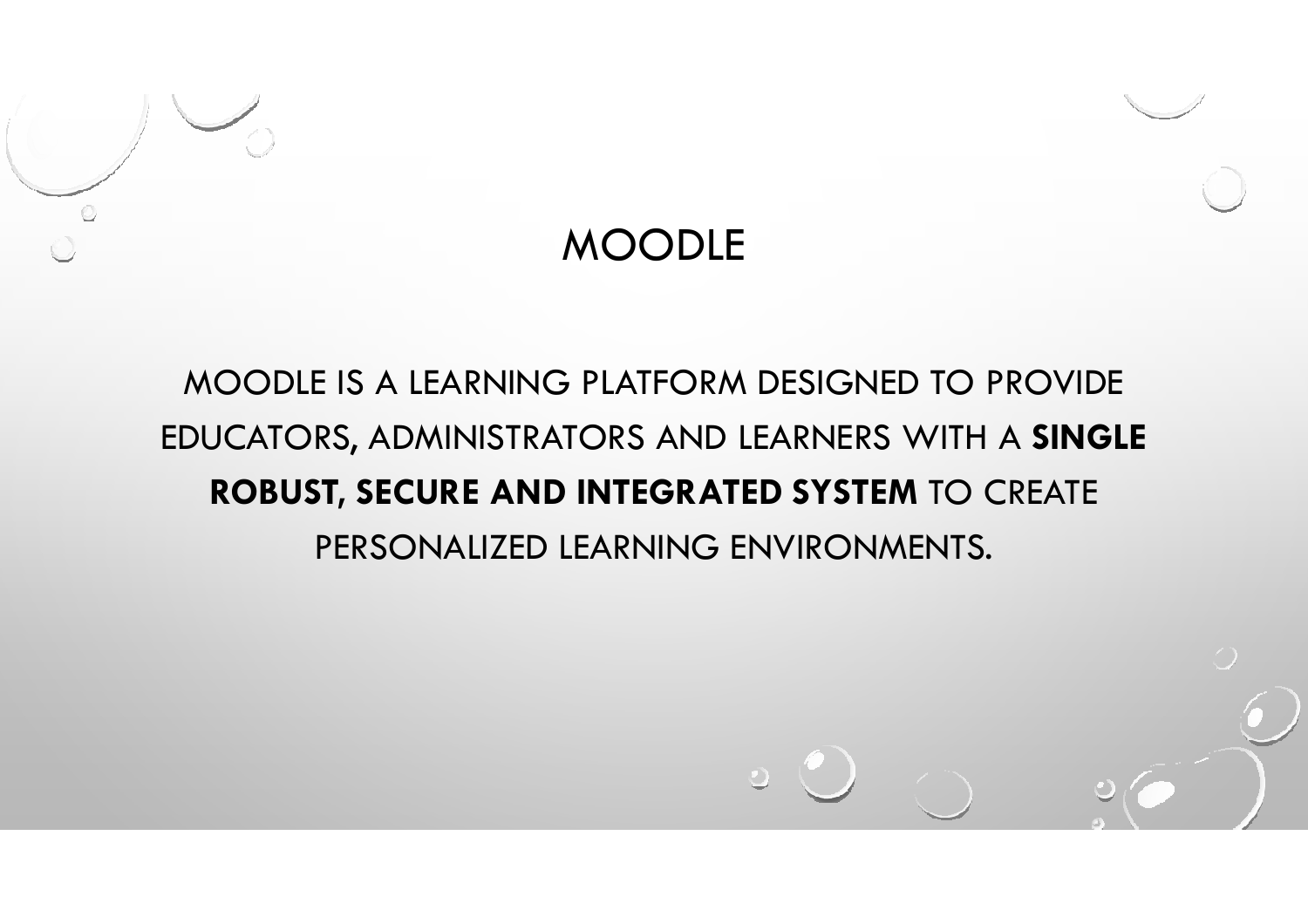# MOODLE

MOODLE IS A LEARNING PLATFORM DESIGNED TO PROVIDE EDUCATORS, ADMINISTRATORS AND LEARNERS WITH A **SINGLE ROBUST, SECURE AND INTEGRATED SYSTEM** TO CREATE PERSONALIZED LEARNING ENVIRONMENTS.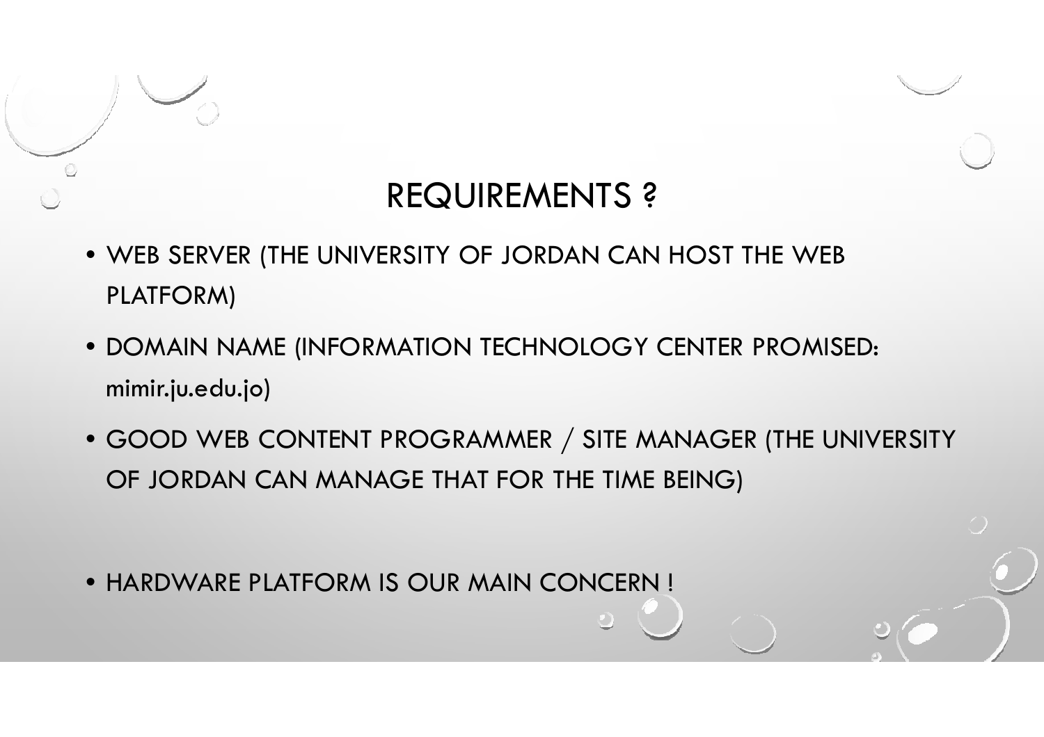# REQUIREMENTS ?

- WEB SERVER (THE UNIVERSITY OF JORDAN CAN HOST THE WEB PLATFORM)
- DOMAIN NAME (INFORMATION TECHNOLOGY CENTER PROMISED: mimir.ju.edu.jo)
- GOOD WEB CONTENT PROGRAMMER / SITE MANAGER (THE UNIVERSITY OF JORDAN CAN MANAGE THAT FOR THE TIME BEING)
- HARDWARE PLATFORM IS OUR MAIN CONCERN !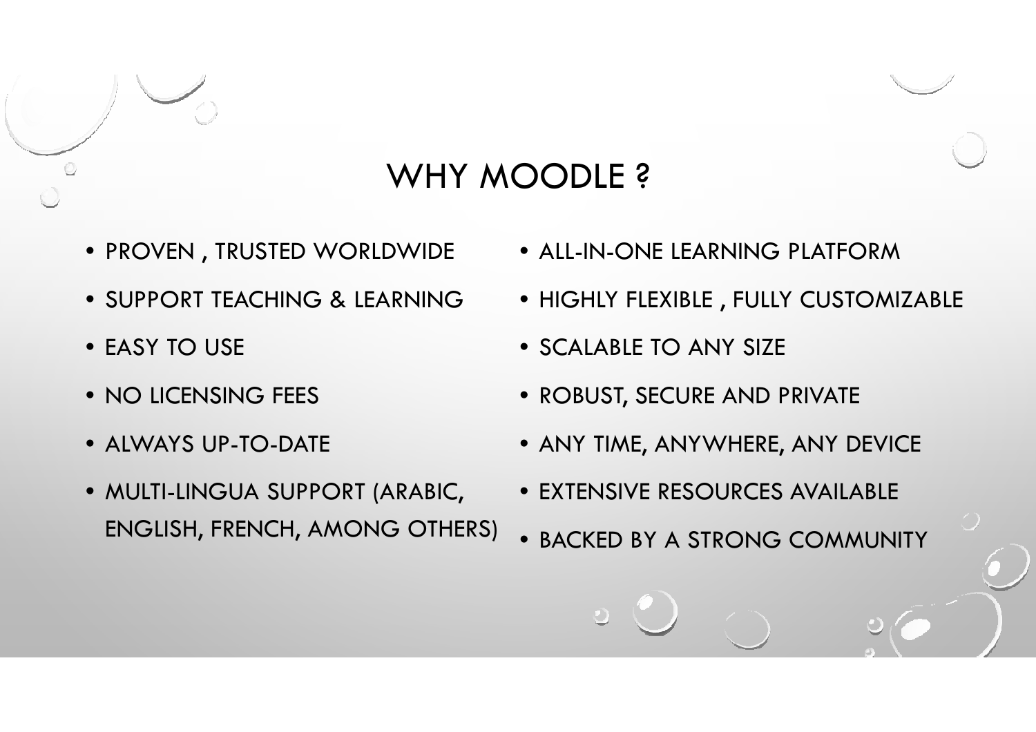# WHY MOODLE ?

- PROVEN , TRUSTED WORLDWIDE
- SUPPORT TEACHING & LEARNING
- EASY TO USE
- NO LICENSING FEES
- ALWAYS UP-TO-DATE
- MULTI-LINGUA SUPPORT (ARABIC, ENGLISH, FRENCH, AMONG OTHERS)
- ALL-IN-ONE LEARNING PLATFORM
- HIGHLY FLEXIBLE , FULLY CUSTOMIZABLE
- SCALABLE TO ANY SIZE
- ROBUST, SECURE AND PRIVATE
- ANY TIME, ANYWHERE, ANY DEVICE
- EXTENSIVE RESOURCES AVAILABLE
- BACKED BY A STRONG COMMUNITY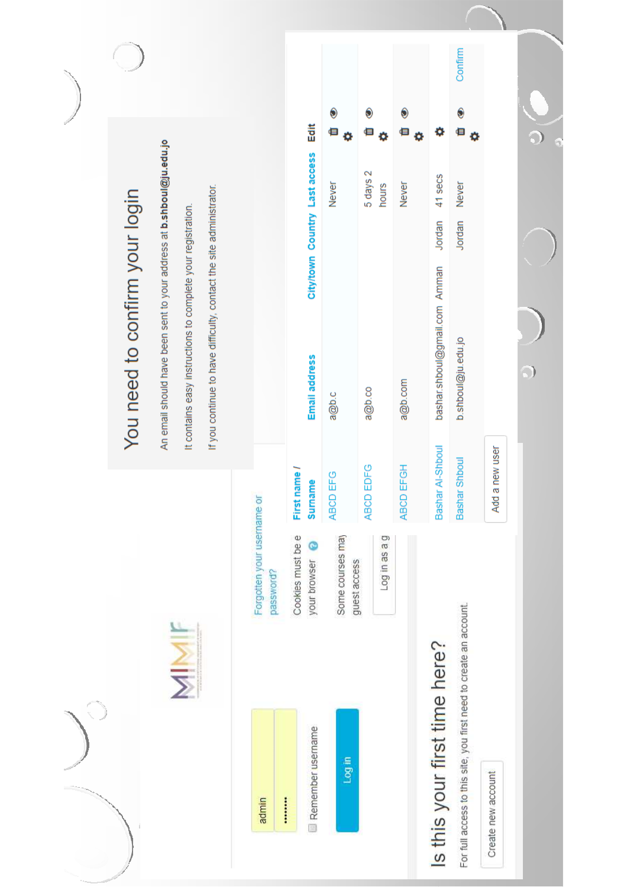admin

••••••••

Remember username

Log in

Forgotten your username or password?

Cookies must be e your browser

Some courses may guest access

Log in as a g

# Is this your first time here?

For full access to this site, you first need to create an account.

Create new account

# You need to confirm your login

An email should have been sent to your address at **b.shboul@ju.edu.jo**

It contains easy instructions to complete your registration.

If you continue to have difficulty, contact the site administrator.

| First name / Surname | Email address | City/town | Country | Last access | Edit |
|---|---|---|---|---|---|
| ABCD EFG | a@b.c | | | Never | |
| ABCD EDFG | a@b.co | | | 5 days 2 hours | |
| ABCD EFGH | a@b.com | | | Never | |
| Bashar Al-Shboul | bashar.shboul@gmail.com | Amman | Jordan | 41 secs | |
| Bashar Shboul | b.shboul@ju.edu.jo | | Jordan | Never | Confirm |

Add a new user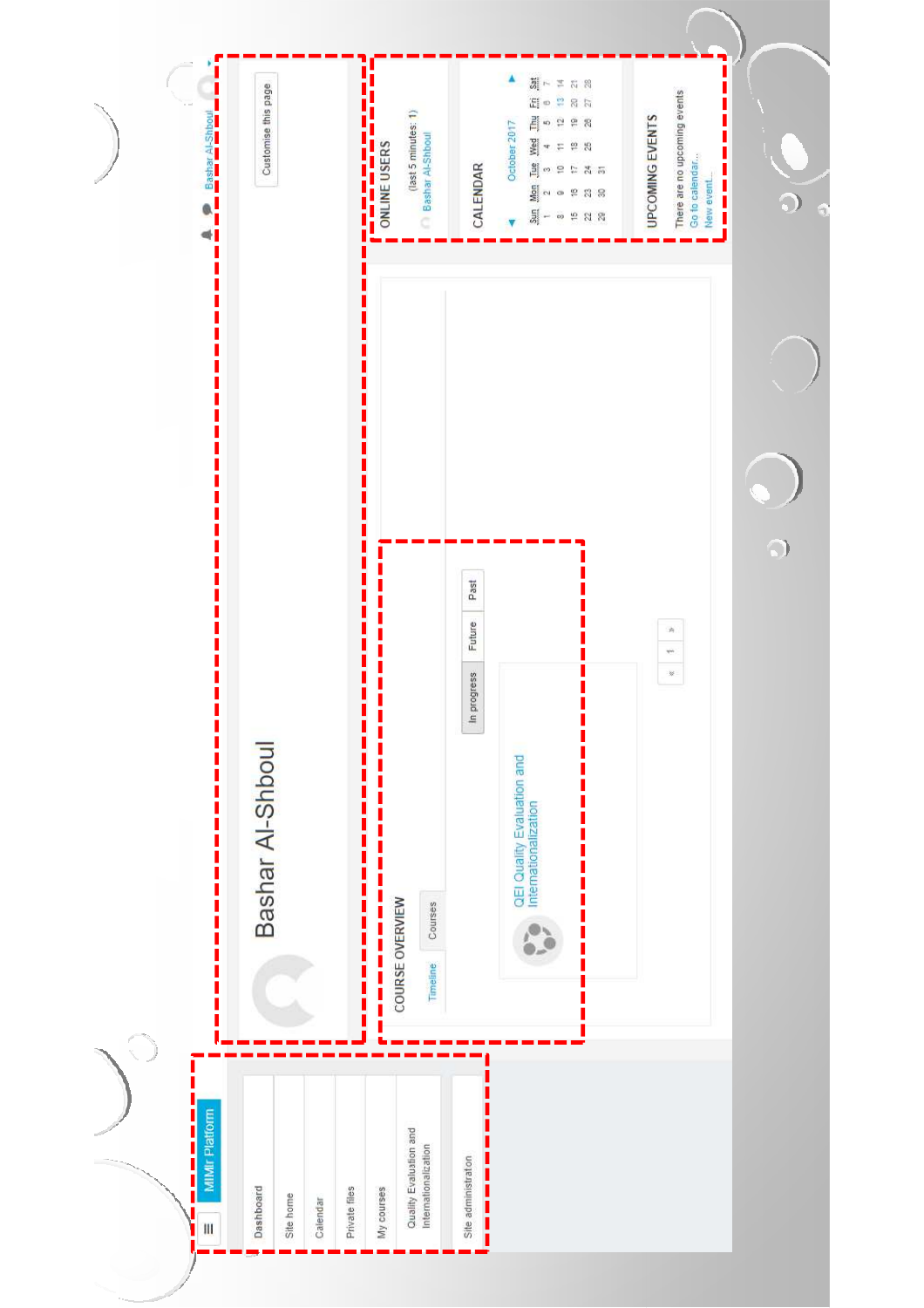MIMIr Platform

Bashar Al-Shboul

- Dashboard
- Site home
- Calendar
- Private files
- My courses
- Quality Evaluation and Internationalization
- Site administration

# Bashar Al-Shboul

Customise this page

## COURSE OVERVIEW

Timeline | Courses

In progress | Future | Past

QEI Quality Evaluation and Internationalization

« 1 »

## ONLINE USERS

(last 5 minutes: 1)

Bashar Al-Shboul

## CALENDAR

October 2017

| Sun | Mon | Tue | Wed | Thu | Fri | Sat |
|---|---|---|---|---|---|---|
| 1 | 2 | 3 | 4 | 5 | 6 | 7 |
| 8 | 9 | 10 | 11 | 12 | 13 | 14 |
| 15 | 16 | 17 | 18 | 19 | 20 | 21 |
| 22 | 23 | 24 | 25 | 26 | 27 | 28 |
| 29 | 30 | 31 | | | | |

## UPCOMING EVENTS

There are no upcoming events

Go to calendar...

New event...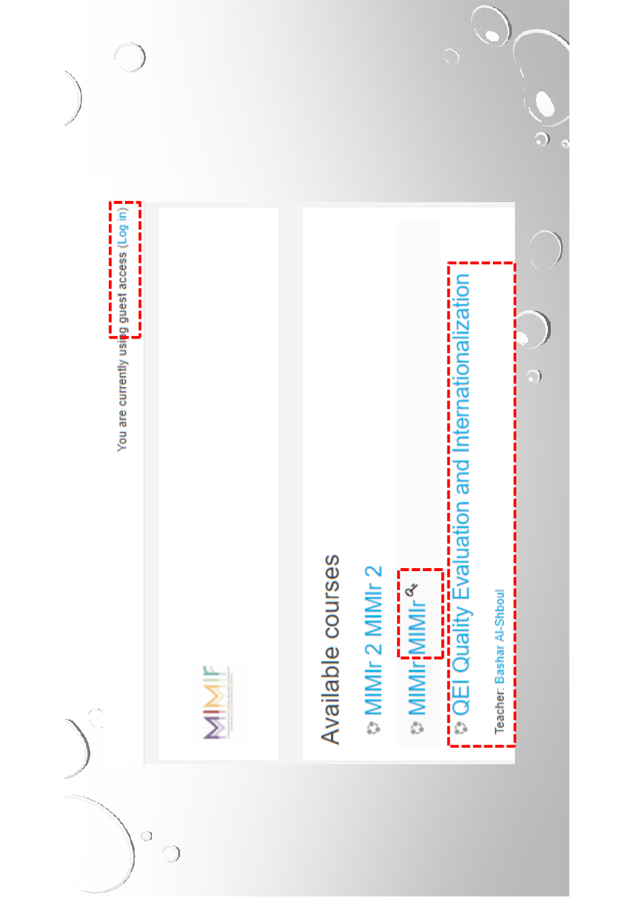You are currently using guest access (Log in)

MIMIr

## Available courses

- MIMIr 2 MIMIr 2
- MIMIr MIMIr
- QEI Quality Evaluation and Internationalization

  Teacher: Bashar Al-Shboul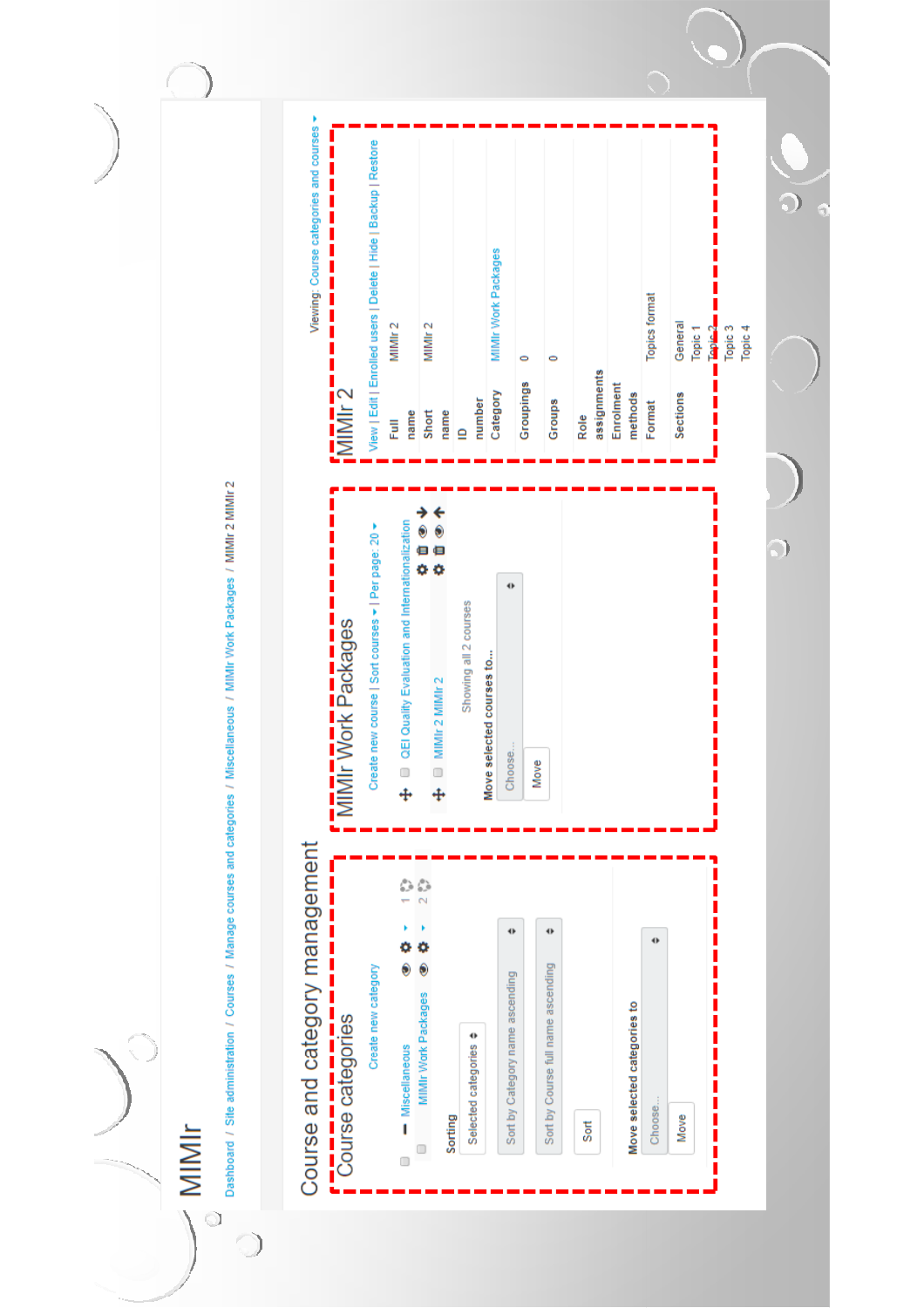# MIMIr

Dashboard / Site administration / Courses / Manage courses and categories / Miscellaneous / MIMIr Work Packages / MIMIr 2 MIMIr 2

Viewing: Course categories and courses

## Course and category management

### Course categories

Create new category

- Miscellaneous 1
- MIMIr Work Packages 2

Sorting

Selected categories

Sort by Category name ascending

Sort by Course full name ascending

Sort

Move selected categories to

Choose...

Move

### MIMIr Work Packages

Create new course | Sort courses | Per page: 20

- QEI Quality Evaluation and Internationalization
- MIMIr 2 MIMIr 2

Showing all 2 courses

Move selected courses to...

Choose...

Move

### MIMIr 2

View | Edit | Enrolled users | Delete | Hide | Backup | Restore

| | |
|---|---|
| Full name | MIMIr 2 |
| Short name | MIMIr 2 |
| ID number | |
| Category | MIMIr Work Packages |
| Groupings | 0 |
| Groups | 0 |
| Role assignments | |
| Enrolment methods | |
| Format | Topics format |
| Sections | General<br>Topic 1<br>Topic 2<br>Topic 3<br>Topic 4 |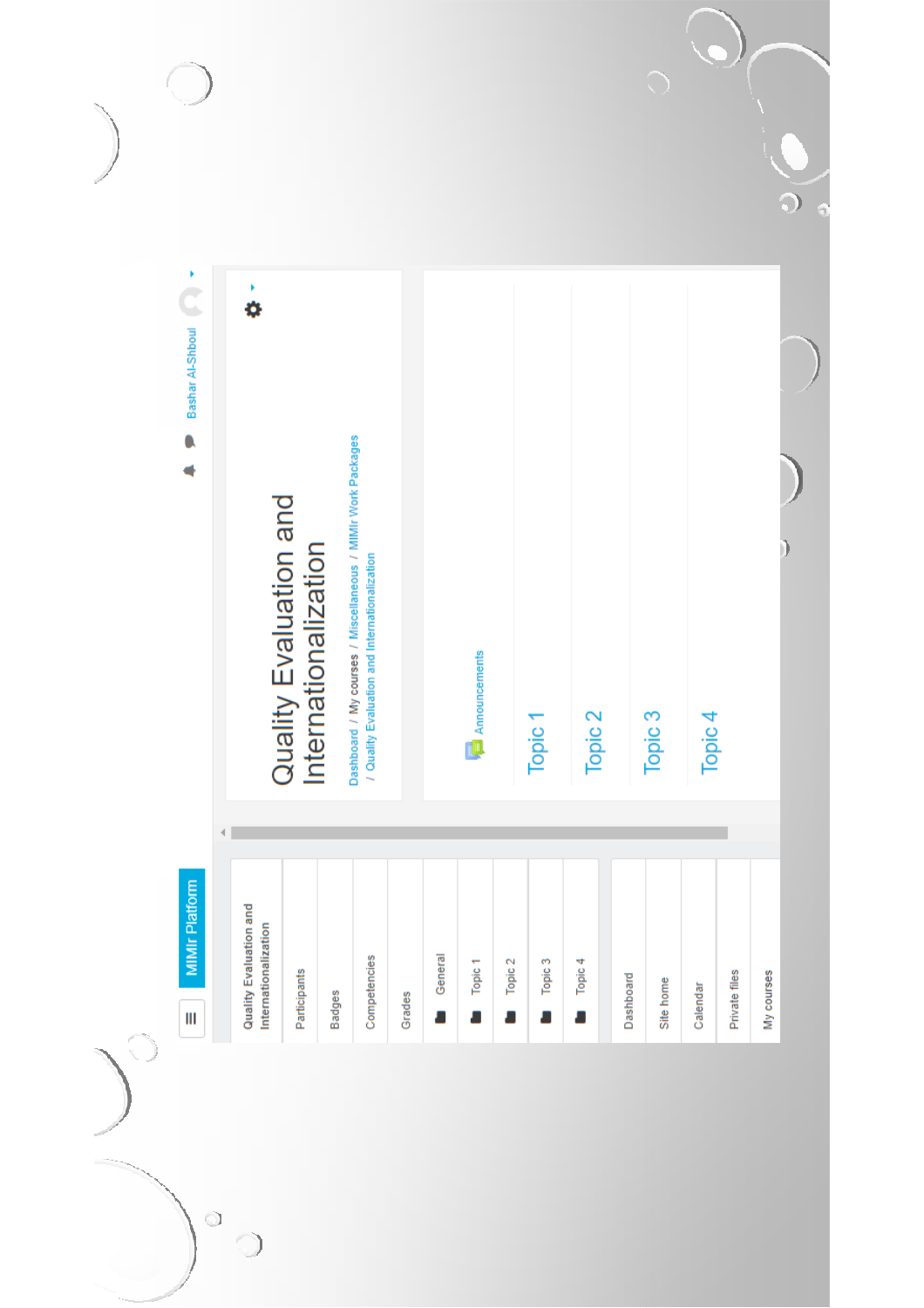MIMIr Platform

Bashar Al-Shboul

Quality Evaluation and Internationalization

- Participants
- Badges
- Competencies
- Grades
- General
- Topic 1
- Topic 2
- Topic 3
- Topic 4

- Dashboard
- Site home
- Calendar
- Private files
- My courses

# Quality Evaluation and Internationalization

Dashboard / My courses / Miscellaneous / MIMIr Work Packages / Quality Evaluation and Internationalization

Announcements

## Topic 1

## Topic 2

## Topic 3

## Topic 4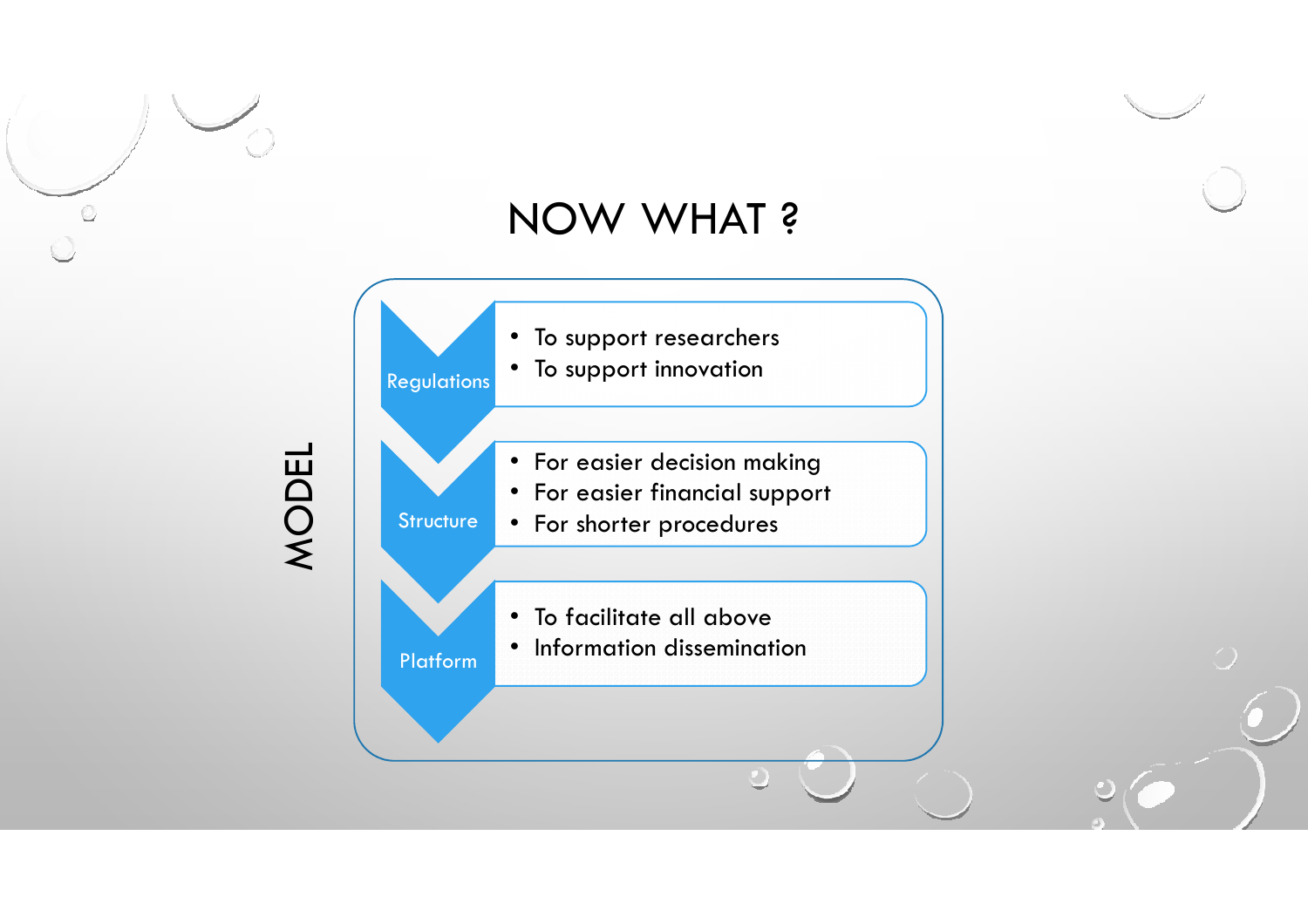# NOW WHAT ?

## MODEL

**Regulations**

- To support researchers
- To support innovation

**Structure**

- For easier decision making
- For easier financial support
- For shorter procedures

**Platform**

- To facilitate all above
- Information dissemination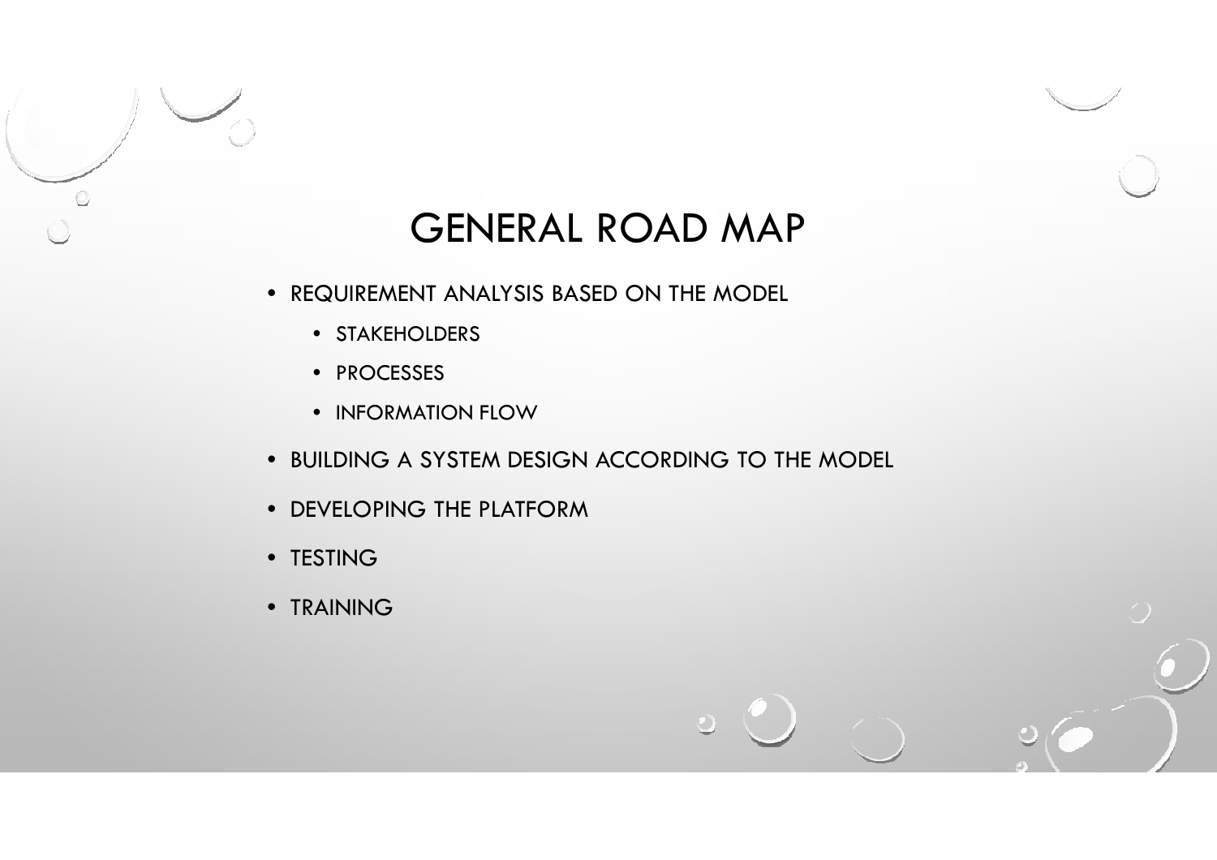# GENERAL ROAD MAP

- REQUIREMENT ANALYSIS BASED ON THE MODEL
  - STAKEHOLDERS
  - PROCESSES
  - INFORMATION FLOW
- BUILDING A SYSTEM DESIGN ACCORDING TO THE MODEL
- DEVELOPING THE PLATFORM
- TESTING
- TRAINING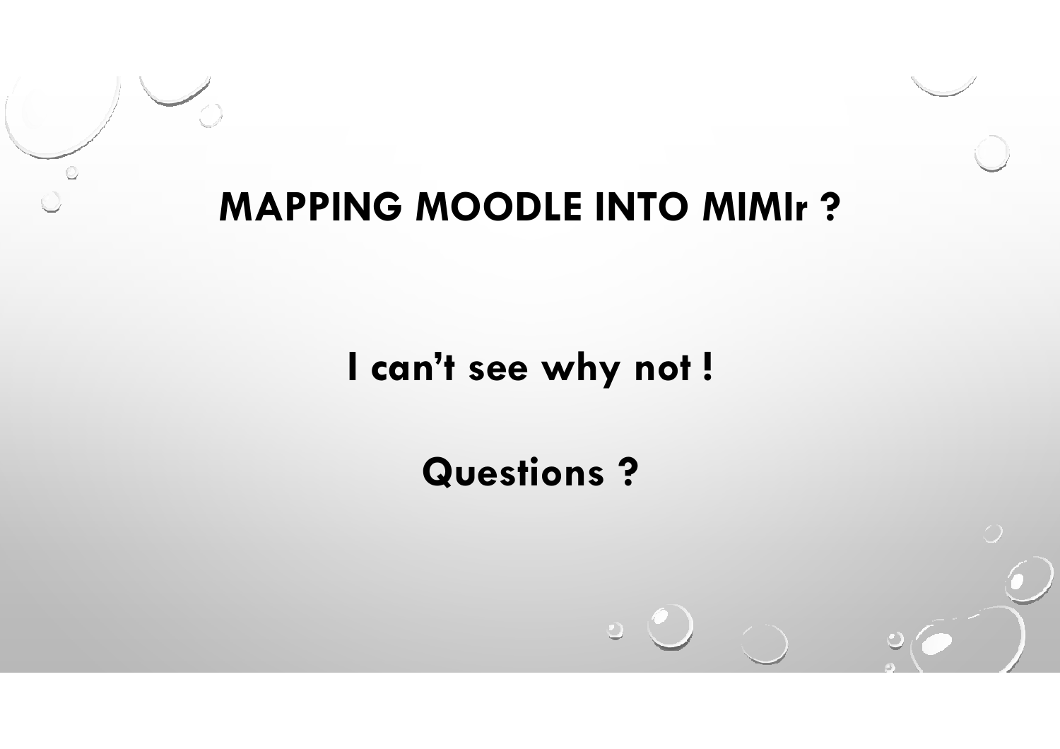# MAPPING MOODLE INTO MIMIr ?

**I can't see why not !**

**Questions ?**